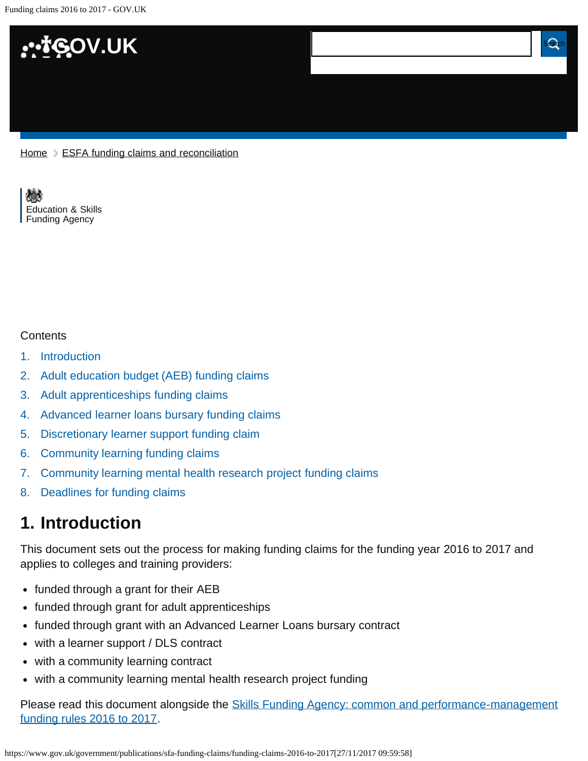Home > ESFA funding claims and reconciliation

Education & Skills Funding Agency

Contents

1. Introduction
2. Adult education budget (AEB) funding claims
3. Adult apprenticeships funding claims
4. Advanced learner loans bursary funding claims
5. Discretionary learner support funding claim
6. Community learning funding claims
7. Community learning mental health research project funding claims
8. Deadlines for funding claims

## 1. Introduction

This document sets out the process for making funding claims for the funding year 2016 to 2017 and applies to colleges and training providers:

- funded through a grant for their AEB
- funded through grant for adult apprenticeships
- funded through grant with an Advanced Learner Loans bursary contract
- with a learner support / DLS contract
- with a community learning contract
- with a community learning mental health research project funding

Please read this document alongside the Skills Funding Agency: common and performance-management funding rules 2016 to 2017.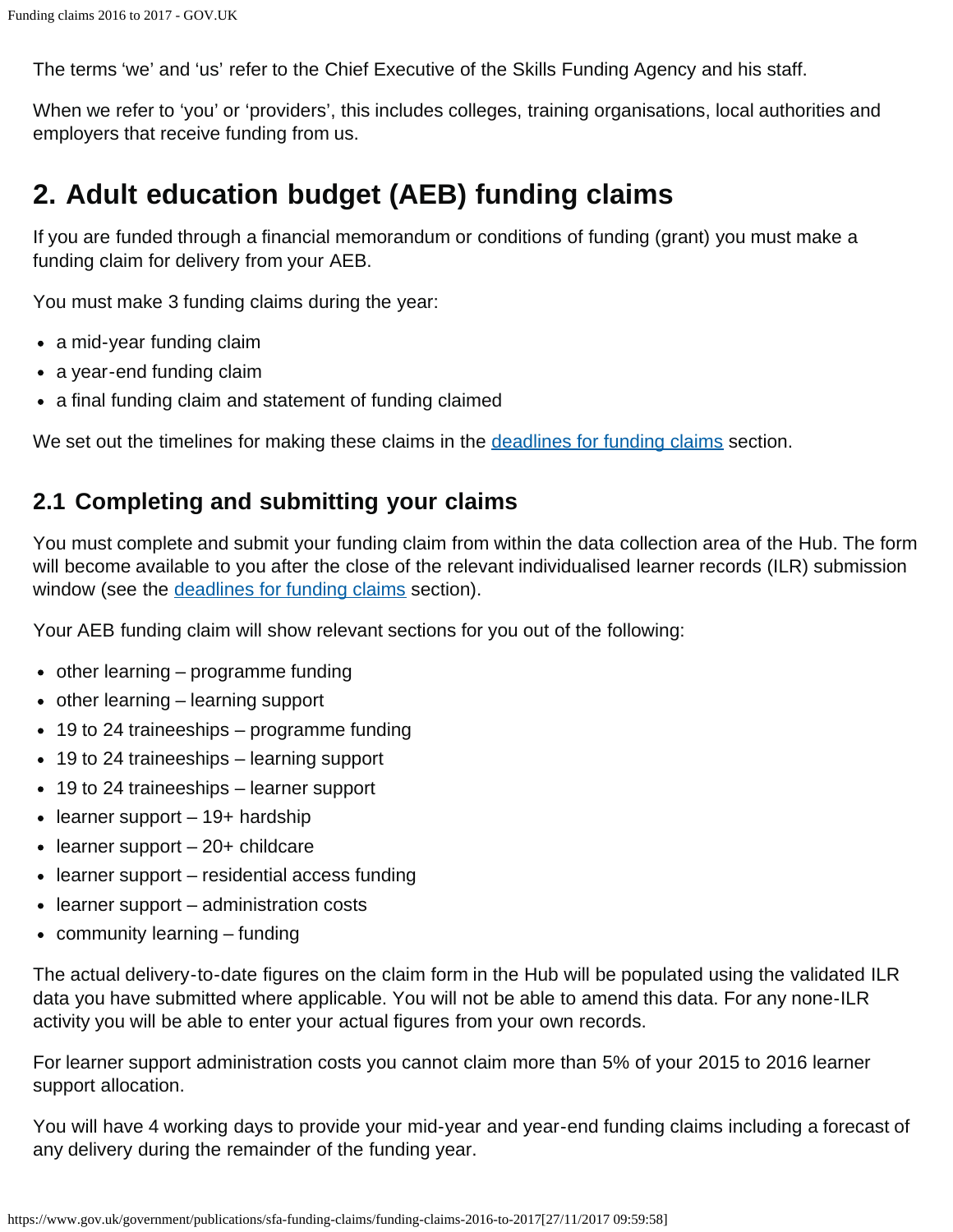The terms 'we' and 'us' refer to the Chief Executive of the Skills Funding Agency and his staff.

When we refer to 'you' or 'providers', this includes colleges, training organisations, local authorities and employers that receive funding from us.

## 2. Adult education budget (AEB) funding claims

If you are funded through a financial memorandum or conditions of funding (grant) you must make a funding claim for delivery from your AEB.

You must make 3 funding claims during the year:

- a mid-year funding claim
- a year-end funding claim
- a final funding claim and statement of funding claimed

We set out the timelines for making these claims in the [deadlines for funding claims] section.

### 2.1 Completing and submitting your claims

You must complete and submit your funding claim from within the data collection area of the Hub. The form will become available to you after the close of the relevant individualised learner records (ILR) submission window (see the [deadlines for funding claims] section).

Your AEB funding claim will show relevant sections for you out of the following:

- other learning – programme funding
- other learning – learning support
- 19 to 24 traineeships – programme funding
- 19 to 24 traineeships – learning support
- 19 to 24 traineeships – learner support
- learner support – 19+ hardship
- learner support – 20+ childcare
- learner support – residential access funding
- learner support – administration costs
- community learning – funding

The actual delivery-to-date figures on the claim form in the Hub will be populated using the validated ILR data you have submitted where applicable. You will not be able to amend this data. For any none-ILR activity you will be able to enter your actual figures from your own records.

For learner support administration costs you cannot claim more than 5% of your 2015 to 2016 learner support allocation.

You will have 4 working days to provide your mid-year and year-end funding claims including a forecast of any delivery during the remainder of the funding year.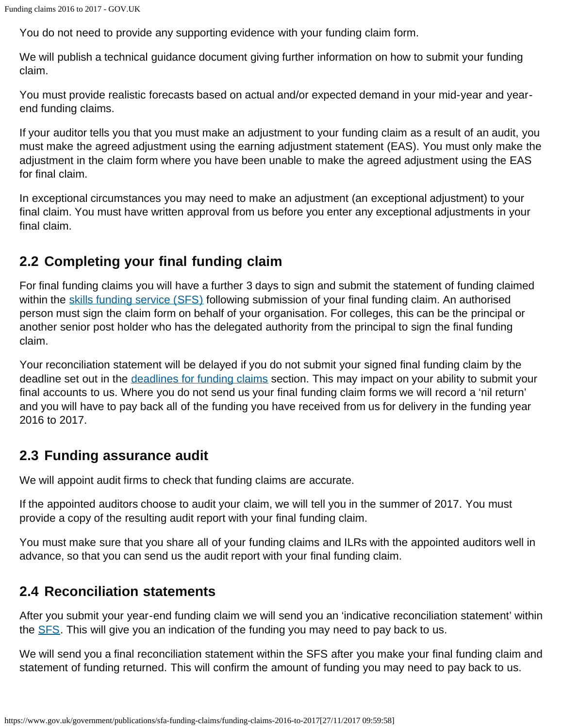You do not need to provide any supporting evidence with your funding claim form.

We will publish a technical guidance document giving further information on how to submit your funding claim.

You must provide realistic forecasts based on actual and/or expected demand in your mid-year and year-end funding claims.

If your auditor tells you that you must make an adjustment to your funding claim as a result of an audit, you must make the agreed adjustment using the earning adjustment statement (EAS). You must only make the adjustment in the claim form where you have been unable to make the agreed adjustment using the EAS for final claim.

In exceptional circumstances you may need to make an adjustment (an exceptional adjustment) to your final claim. You must have written approval from us before you enter any exceptional adjustments in your final claim.

## 2.2 Completing your final funding claim

For final funding claims you will have a further 3 days to sign and submit the statement of funding claimed within the [skills funding service (SFS)](https://www.gov.uk/) following submission of your final funding claim. An authorised person must sign the claim form on behalf of your organisation. For colleges, this can be the principal or another senior post holder who has the delegated authority from the principal to sign the final funding claim.

Your reconciliation statement will be delayed if you do not submit your signed final funding claim by the deadline set out in the [deadlines for funding claims](https://www.gov.uk/) section. This may impact on your ability to submit your final accounts to us. Where you do not send us your final funding claim forms we will record a 'nil return' and you will have to pay back all of the funding you have received from us for delivery in the funding year 2016 to 2017.

## 2.3 Funding assurance audit

We will appoint audit firms to check that funding claims are accurate.

If the appointed auditors choose to audit your claim, we will tell you in the summer of 2017. You must provide a copy of the resulting audit report with your final funding claim.

You must make sure that you share all of your funding claims and ILRs with the appointed auditors well in advance, so that you can send us the audit report with your final funding claim.

## 2.4 Reconciliation statements

After you submit your year-end funding claim we will send you an 'indicative reconciliation statement' within the [SFS](https://www.gov.uk/). This will give you an indication of the funding you may need to pay back to us.

We will send you a final reconciliation statement within the SFS after you make your final funding claim and statement of funding returned. This will confirm the amount of funding you may need to pay back to us.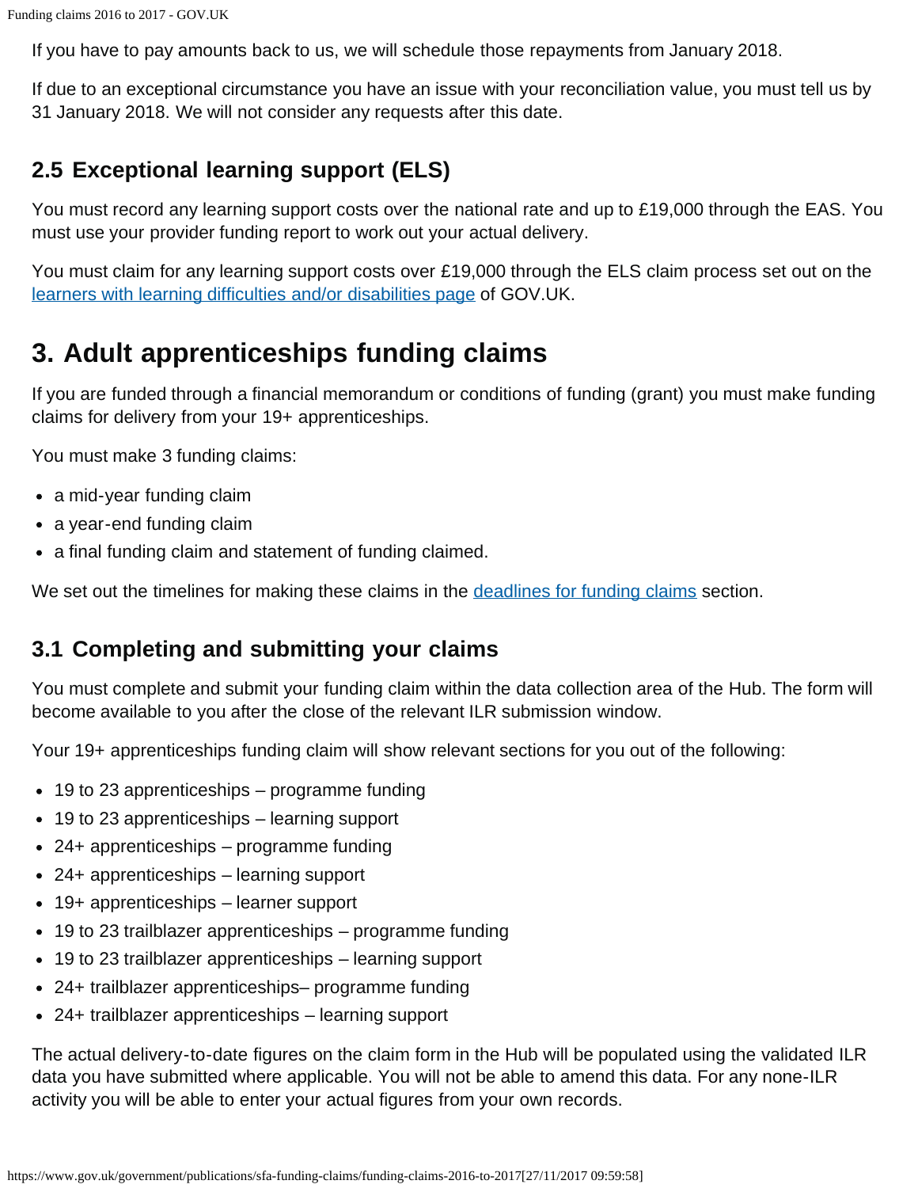If you have to pay amounts back to us, we will schedule those repayments from January 2018.

If due to an exceptional circumstance you have an issue with your reconciliation value, you must tell us by 31 January 2018. We will not consider any requests after this date.

### 2.5 Exceptional learning support (ELS)

You must record any learning support costs over the national rate and up to £19,000 through the EAS. You must use your provider funding report to work out your actual delivery.

You must claim for any learning support costs over £19,000 through the ELS claim process set out on the learners with learning difficulties and/or disabilities page of GOV.UK.

## 3. Adult apprenticeships funding claims

If you are funded through a financial memorandum or conditions of funding (grant) you must make funding claims for delivery from your 19+ apprenticeships.

You must make 3 funding claims:

- a mid-year funding claim
- a year-end funding claim
- a final funding claim and statement of funding claimed.

We set out the timelines for making these claims in the deadlines for funding claims section.

### 3.1 Completing and submitting your claims

You must complete and submit your funding claim within the data collection area of the Hub. The form will become available to you after the close of the relevant ILR submission window.

Your 19+ apprenticeships funding claim will show relevant sections for you out of the following:

- 19 to 23 apprenticeships – programme funding
- 19 to 23 apprenticeships – learning support
- 24+ apprenticeships – programme funding
- 24+ apprenticeships – learning support
- 19+ apprenticeships – learner support
- 19 to 23 trailblazer apprenticeships – programme funding
- 19 to 23 trailblazer apprenticeships – learning support
- 24+ trailblazer apprenticeships– programme funding
- 24+ trailblazer apprenticeships – learning support

The actual delivery-to-date figures on the claim form in the Hub will be populated using the validated ILR data you have submitted where applicable. You will not be able to amend this data. For any none-ILR activity you will be able to enter your actual figures from your own records.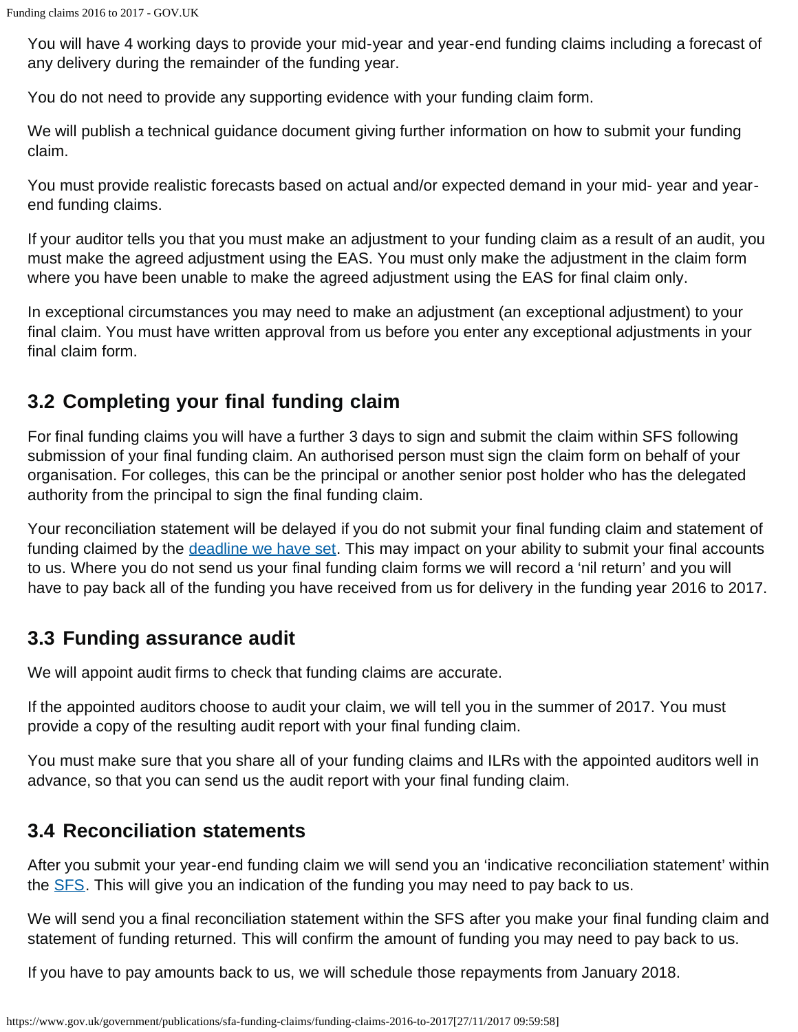You will have 4 working days to provide your mid-year and year-end funding claims including a forecast of any delivery during the remainder of the funding year.

You do not need to provide any supporting evidence with your funding claim form.

We will publish a technical guidance document giving further information on how to submit your funding claim.

You must provide realistic forecasts based on actual and/or expected demand in your mid- year and year-end funding claims.

If your auditor tells you that you must make an adjustment to your funding claim as a result of an audit, you must make the agreed adjustment using the EAS. You must only make the adjustment in the claim form where you have been unable to make the agreed adjustment using the EAS for final claim only.

In exceptional circumstances you may need to make an adjustment (an exceptional adjustment) to your final claim. You must have written approval from us before you enter any exceptional adjustments in your final claim form.

## 3.2 Completing your final funding claim

For final funding claims you will have a further 3 days to sign and submit the claim within SFS following submission of your final funding claim. An authorised person must sign the claim form on behalf of your organisation. For colleges, this can be the principal or another senior post holder who has the delegated authority from the principal to sign the final funding claim.

Your reconciliation statement will be delayed if you do not submit your final funding claim and statement of funding claimed by the deadline we have set. This may impact on your ability to submit your final accounts to us. Where you do not send us your final funding claim forms we will record a 'nil return' and you will have to pay back all of the funding you have received from us for delivery in the funding year 2016 to 2017.

## 3.3 Funding assurance audit

We will appoint audit firms to check that funding claims are accurate.

If the appointed auditors choose to audit your claim, we will tell you in the summer of 2017. You must provide a copy of the resulting audit report with your final funding claim.

You must make sure that you share all of your funding claims and ILRs with the appointed auditors well in advance, so that you can send us the audit report with your final funding claim.

## 3.4 Reconciliation statements

After you submit your year-end funding claim we will send you an 'indicative reconciliation statement' within the SFS. This will give you an indication of the funding you may need to pay back to us.

We will send you a final reconciliation statement within the SFS after you make your final funding claim and statement of funding returned. This will confirm the amount of funding you may need to pay back to us.

If you have to pay amounts back to us, we will schedule those repayments from January 2018.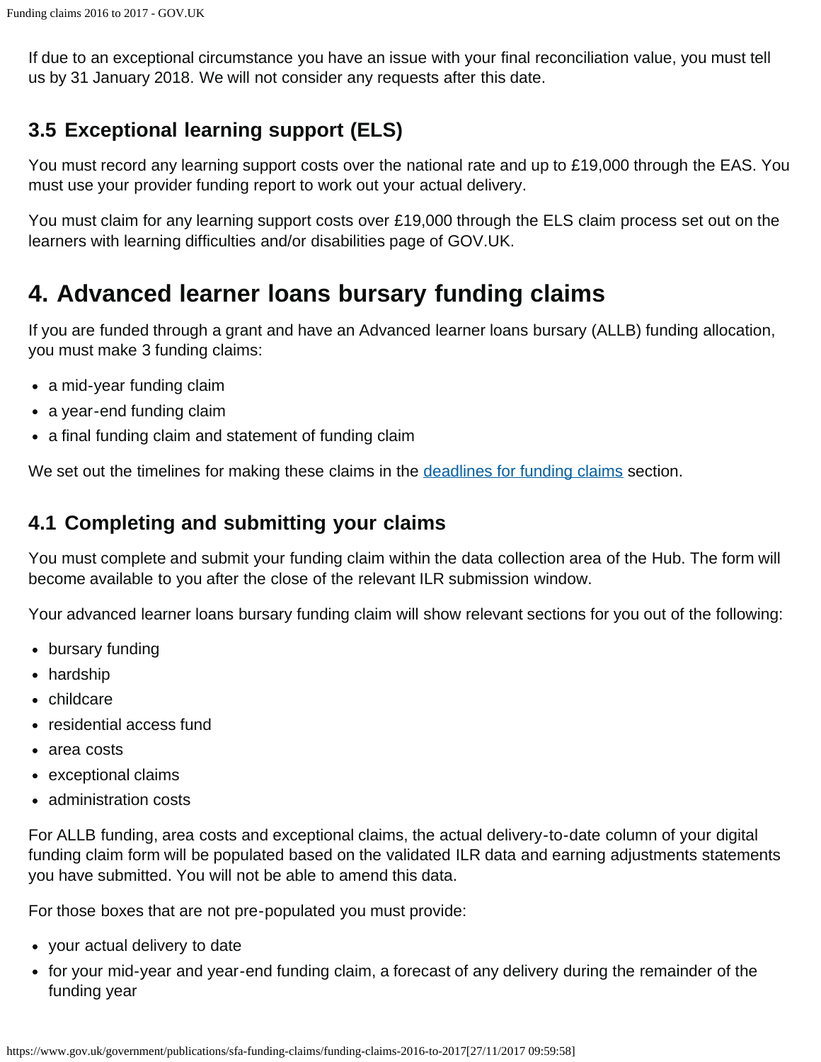If due to an exceptional circumstance you have an issue with your final reconciliation value, you must tell us by 31 January 2018. We will not consider any requests after this date.

### 3.5 Exceptional learning support (ELS)

You must record any learning support costs over the national rate and up to £19,000 through the EAS. You must use your provider funding report to work out your actual delivery.

You must claim for any learning support costs over £19,000 through the ELS claim process set out on the learners with learning difficulties and/or disabilities page of GOV.UK.

## 4. Advanced learner loans bursary funding claims

If you are funded through a grant and have an Advanced learner loans bursary (ALLB) funding allocation, you must make 3 funding claims:

- a mid-year funding claim
- a year-end funding claim
- a final funding claim and statement of funding claim

We set out the timelines for making these claims in the deadlines for funding claims section.

### 4.1 Completing and submitting your claims

You must complete and submit your funding claim within the data collection area of the Hub. The form will become available to you after the close of the relevant ILR submission window.

Your advanced learner loans bursary funding claim will show relevant sections for you out of the following:

- bursary funding
- hardship
- childcare
- residential access fund
- area costs
- exceptional claims
- administration costs

For ALLB funding, area costs and exceptional claims, the actual delivery-to-date column of your digital funding claim form will be populated based on the validated ILR data and earning adjustments statements you have submitted. You will not be able to amend this data.

For those boxes that are not pre-populated you must provide:

- your actual delivery to date
- for your mid-year and year-end funding claim, a forecast of any delivery during the remainder of the funding year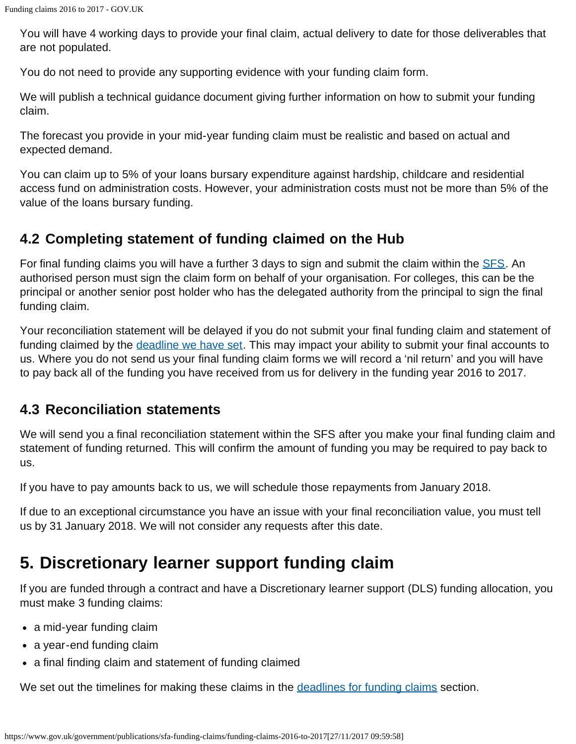You will have 4 working days to provide your final claim, actual delivery to date for those deliverables that are not populated.

You do not need to provide any supporting evidence with your funding claim form.

We will publish a technical guidance document giving further information on how to submit your funding claim.

The forecast you provide in your mid-year funding claim must be realistic and based on actual and expected demand.

You can claim up to 5% of your loans bursary expenditure against hardship, childcare and residential access fund on administration costs. However, your administration costs must not be more than 5% of the value of the loans bursary funding.

### 4.2 Completing statement of funding claimed on the Hub

For final funding claims you will have a further 3 days to sign and submit the claim within the SFS. An authorised person must sign the claim form on behalf of your organisation. For colleges, this can be the principal or another senior post holder who has the delegated authority from the principal to sign the final funding claim.

Your reconciliation statement will be delayed if you do not submit your final funding claim and statement of funding claimed by the deadline we have set. This may impact your ability to submit your final accounts to us. Where you do not send us your final funding claim forms we will record a 'nil return' and you will have to pay back all of the funding you have received from us for delivery in the funding year 2016 to 2017.

### 4.3 Reconciliation statements

We will send you a final reconciliation statement within the SFS after you make your final funding claim and statement of funding returned. This will confirm the amount of funding you may be required to pay back to us.

If you have to pay amounts back to us, we will schedule those repayments from January 2018.

If due to an exceptional circumstance you have an issue with your final reconciliation value, you must tell us by 31 January 2018. We will not consider any requests after this date.

## 5. Discretionary learner support funding claim

If you are funded through a contract and have a Discretionary learner support (DLS) funding allocation, you must make 3 funding claims:

- a mid-year funding claim
- a year-end funding claim
- a final finding claim and statement of funding claimed

We set out the timelines for making these claims in the deadlines for funding claims section.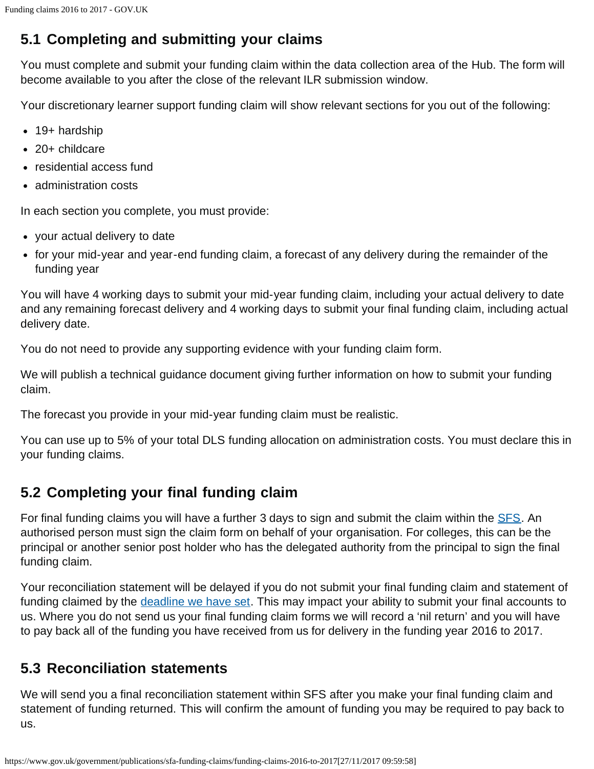## 5.1 Completing and submitting your claims

You must complete and submit your funding claim within the data collection area of the Hub. The form will become available to you after the close of the relevant ILR submission window.

Your discretionary learner support funding claim will show relevant sections for you out of the following:

- 19+ hardship
- 20+ childcare
- residential access fund
- administration costs

In each section you complete, you must provide:

- your actual delivery to date
- for your mid-year and year-end funding claim, a forecast of any delivery during the remainder of the funding year

You will have 4 working days to submit your mid-year funding claim, including your actual delivery to date and any remaining forecast delivery and 4 working days to submit your final funding claim, including actual delivery date.

You do not need to provide any supporting evidence with your funding claim form.

We will publish a technical guidance document giving further information on how to submit your funding claim.

The forecast you provide in your mid-year funding claim must be realistic.

You can use up to 5% of your total DLS funding allocation on administration costs. You must declare this in your funding claims.

## 5.2 Completing your final funding claim

For final funding claims you will have a further 3 days to sign and submit the claim within the [SFS](). An authorised person must sign the claim form on behalf of your organisation. For colleges, this can be the principal or another senior post holder who has the delegated authority from the principal to sign the final funding claim.

Your reconciliation statement will be delayed if you do not submit your final funding claim and statement of funding claimed by the [deadline we have set](). This may impact your ability to submit your final accounts to us. Where you do not send us your final funding claim forms we will record a 'nil return' and you will have to pay back all of the funding you have received from us for delivery in the funding year 2016 to 2017.

## 5.3 Reconciliation statements

We will send you a final reconciliation statement within SFS after you make your final funding claim and statement of funding returned. This will confirm the amount of funding you may be required to pay back to us.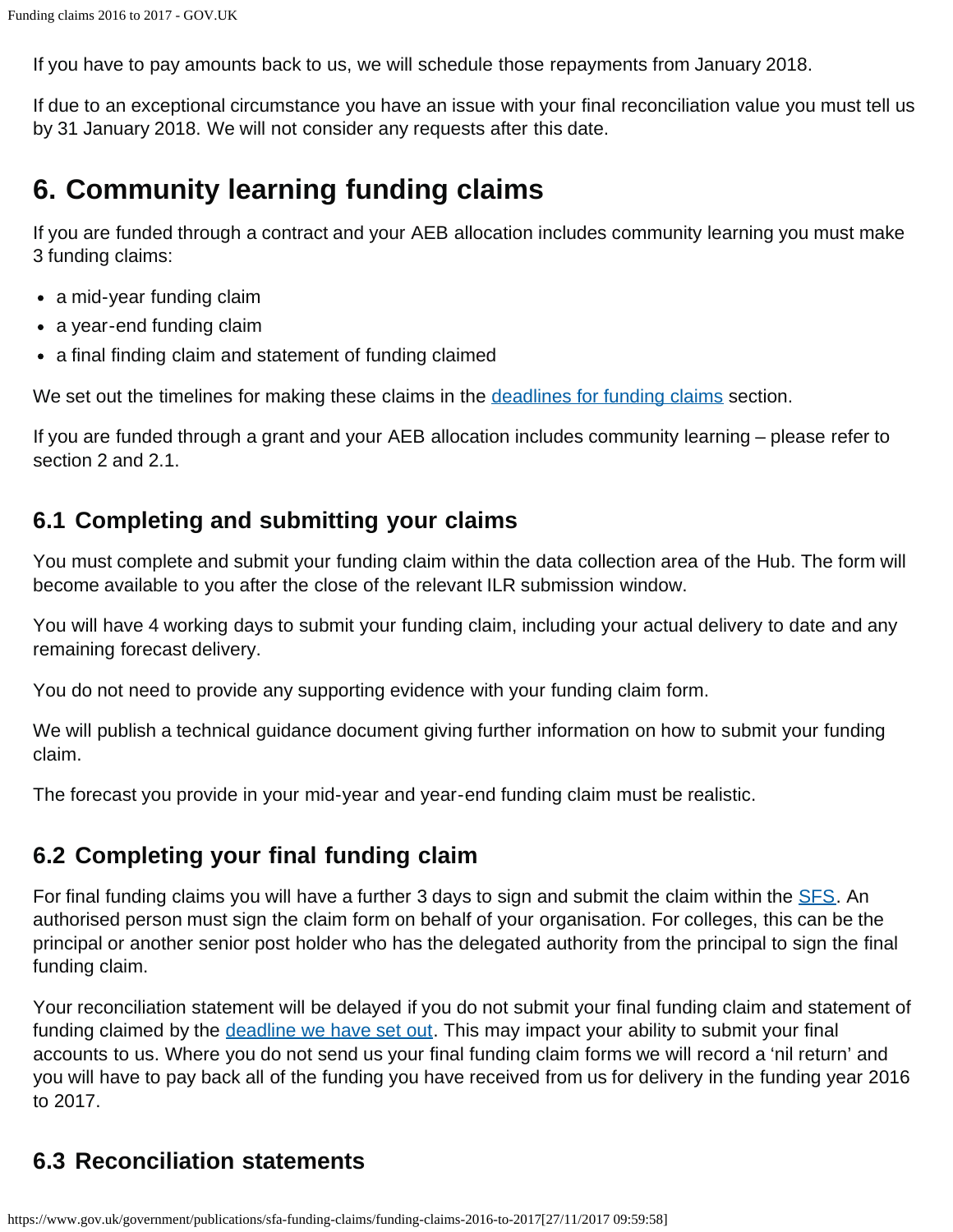If you have to pay amounts back to us, we will schedule those repayments from January 2018.

If due to an exceptional circumstance you have an issue with your final reconciliation value you must tell us by 31 January 2018. We will not consider any requests after this date.

## 6. Community learning funding claims

If you are funded through a contract and your AEB allocation includes community learning you must make 3 funding claims:

- a mid-year funding claim
- a year-end funding claim
- a final finding claim and statement of funding claimed

We set out the timelines for making these claims in the deadlines for funding claims section.

If you are funded through a grant and your AEB allocation includes community learning – please refer to section 2 and 2.1.

### 6.1 Completing and submitting your claims

You must complete and submit your funding claim within the data collection area of the Hub. The form will become available to you after the close of the relevant ILR submission window.

You will have 4 working days to submit your funding claim, including your actual delivery to date and any remaining forecast delivery.

You do not need to provide any supporting evidence with your funding claim form.

We will publish a technical guidance document giving further information on how to submit your funding claim.

The forecast you provide in your mid-year and year-end funding claim must be realistic.

### 6.2 Completing your final funding claim

For final funding claims you will have a further 3 days to sign and submit the claim within the SFS. An authorised person must sign the claim form on behalf of your organisation. For colleges, this can be the principal or another senior post holder who has the delegated authority from the principal to sign the final funding claim.

Your reconciliation statement will be delayed if you do not submit your final funding claim and statement of funding claimed by the deadline we have set out. This may impact your ability to submit your final accounts to us. Where you do not send us your final funding claim forms we will record a 'nil return' and you will have to pay back all of the funding you have received from us for delivery in the funding year 2016 to 2017.

### 6.3 Reconciliation statements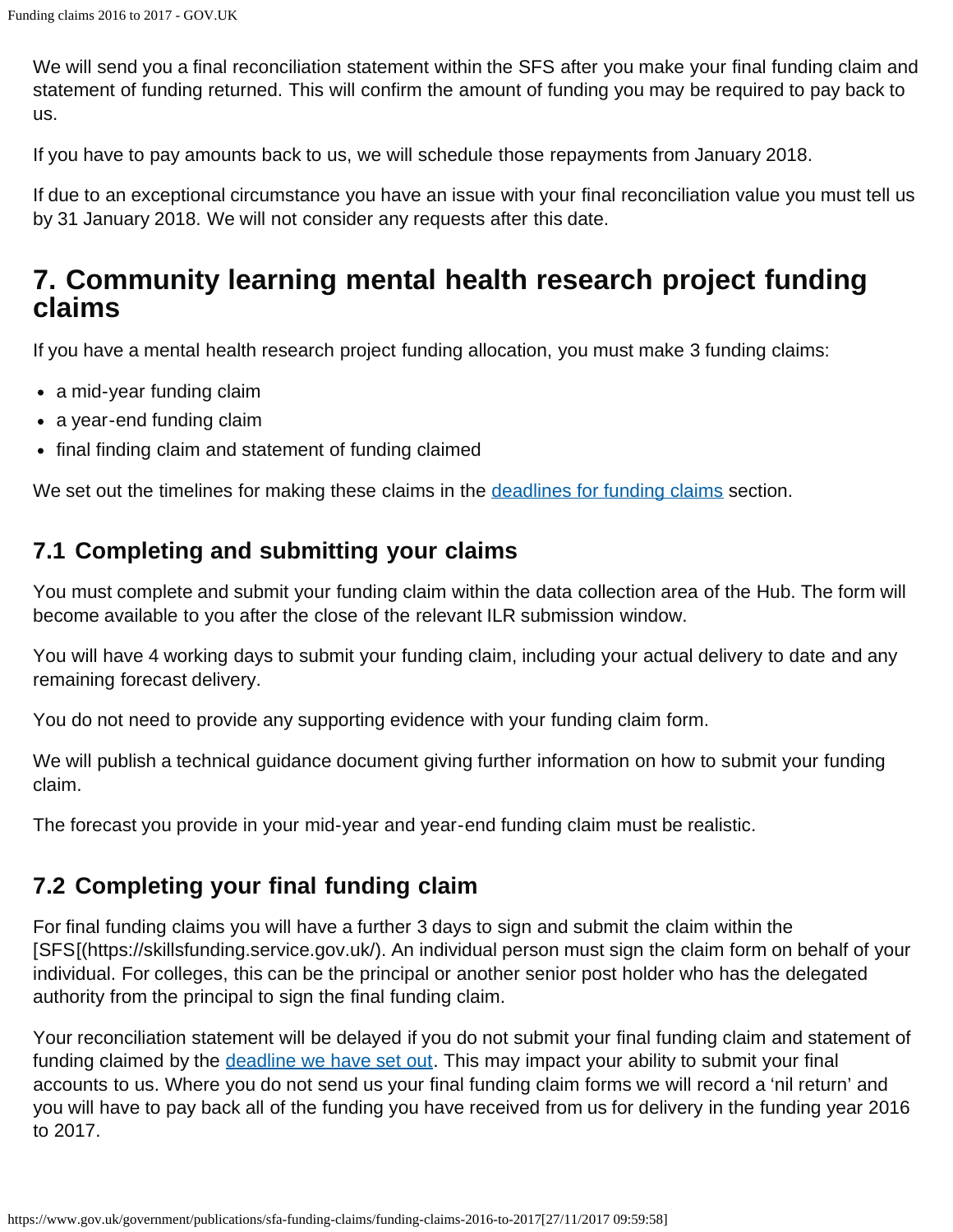We will send you a final reconciliation statement within the SFS after you make your final funding claim and statement of funding returned. This will confirm the amount of funding you may be required to pay back to us.

If you have to pay amounts back to us, we will schedule those repayments from January 2018.

If due to an exceptional circumstance you have an issue with your final reconciliation value you must tell us by 31 January 2018. We will not consider any requests after this date.

## 7. Community learning mental health research project funding claims

If you have a mental health research project funding allocation, you must make 3 funding claims:

- a mid-year funding claim
- a year-end funding claim
- final finding claim and statement of funding claimed

We set out the timelines for making these claims in the deadlines for funding claims section.

### 7.1 Completing and submitting your claims

You must complete and submit your funding claim within the data collection area of the Hub. The form will become available to you after the close of the relevant ILR submission window.

You will have 4 working days to submit your funding claim, including your actual delivery to date and any remaining forecast delivery.

You do not need to provide any supporting evidence with your funding claim form.

We will publish a technical guidance document giving further information on how to submit your funding claim.

The forecast you provide in your mid-year and year-end funding claim must be realistic.

### 7.2 Completing your final funding claim

For final funding claims you will have a further 3 days to sign and submit the claim within the [SFS[(https://skillsfunding.service.gov.uk/). An individual person must sign the claim form on behalf of your individual. For colleges, this can be the principal or another senior post holder who has the delegated authority from the principal to sign the final funding claim.

Your reconciliation statement will be delayed if you do not submit your final funding claim and statement of funding claimed by the deadline we have set out. This may impact your ability to submit your final accounts to us. Where you do not send us your final funding claim forms we will record a 'nil return' and you will have to pay back all of the funding you have received from us for delivery in the funding year 2016 to 2017.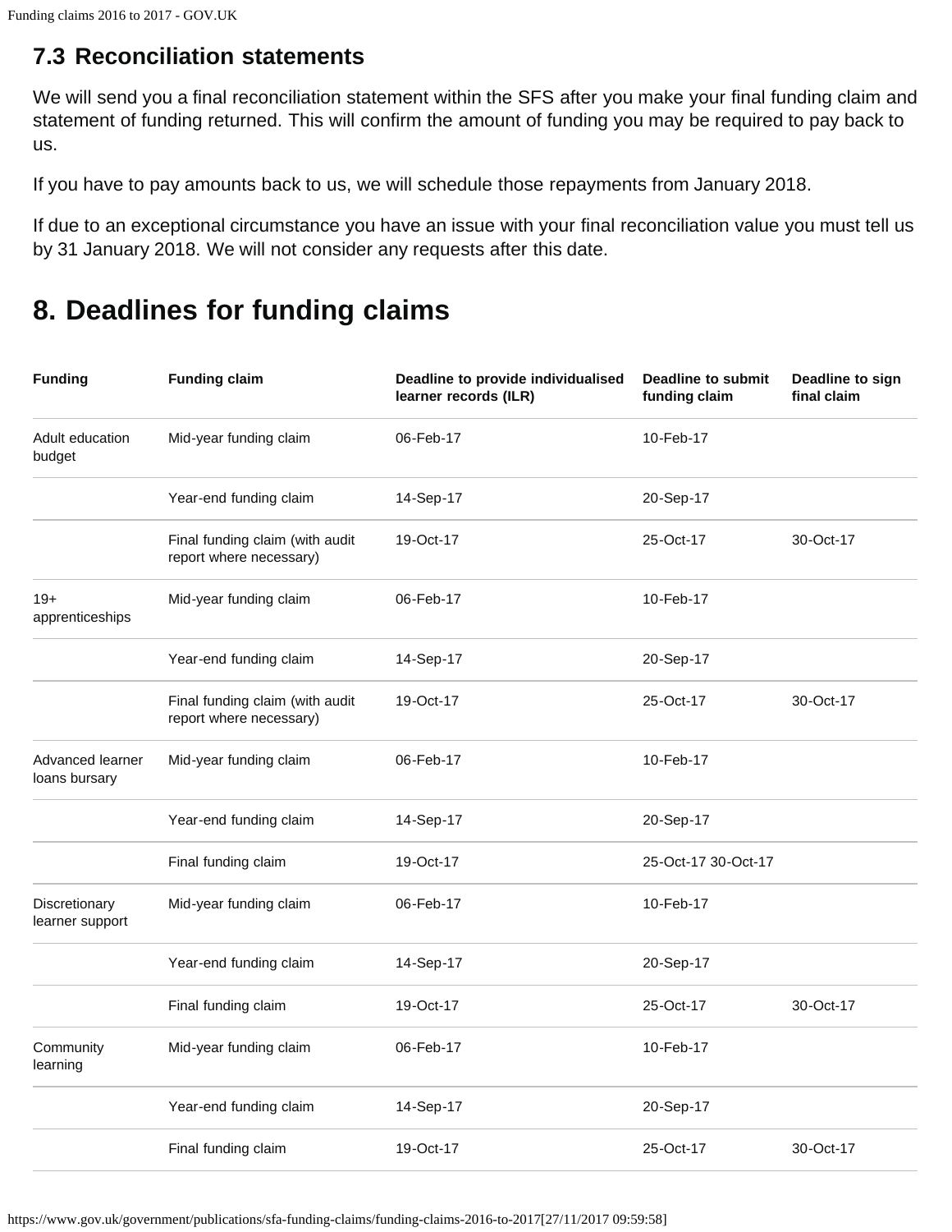### 7.3 Reconciliation statements

We will send you a final reconciliation statement within the SFS after you make your final funding claim and statement of funding returned. This will confirm the amount of funding you may be required to pay back to us.

If you have to pay amounts back to us, we will schedule those repayments from January 2018.

If due to an exceptional circumstance you have an issue with your final reconciliation value you must tell us by 31 January 2018. We will not consider any requests after this date.

## 8. Deadlines for funding claims

| Funding | Funding claim | Deadline to provide individualised learner records (ILR) | Deadline to submit funding claim | Deadline to sign final claim |
|---|---|---|---|---|
| Adult education budget | Mid-year funding claim | 06-Feb-17 | 10-Feb-17 | |
| | Year-end funding claim | 14-Sep-17 | 20-Sep-17 | |
| | Final funding claim (with audit report where necessary) | 19-Oct-17 | 25-Oct-17 | 30-Oct-17 |
| 19+ apprenticeships | Mid-year funding claim | 06-Feb-17 | 10-Feb-17 | |
| | Year-end funding claim | 14-Sep-17 | 20-Sep-17 | |
| | Final funding claim (with audit report where necessary) | 19-Oct-17 | 25-Oct-17 | 30-Oct-17 |
| Advanced learner loans bursary | Mid-year funding claim | 06-Feb-17 | 10-Feb-17 | |
| | Year-end funding claim | 14-Sep-17 | 20-Sep-17 | |
| | Final funding claim | 19-Oct-17 | 25-Oct-17 30-Oct-17 | |
| Discretionary learner support | Mid-year funding claim | 06-Feb-17 | 10-Feb-17 | |
| | Year-end funding claim | 14-Sep-17 | 20-Sep-17 | |
| | Final funding claim | 19-Oct-17 | 25-Oct-17 | 30-Oct-17 |
| Community learning | Mid-year funding claim | 06-Feb-17 | 10-Feb-17 | |
| | Year-end funding claim | 14-Sep-17 | 20-Sep-17 | |
| | Final funding claim | 19-Oct-17 | 25-Oct-17 | 30-Oct-17 |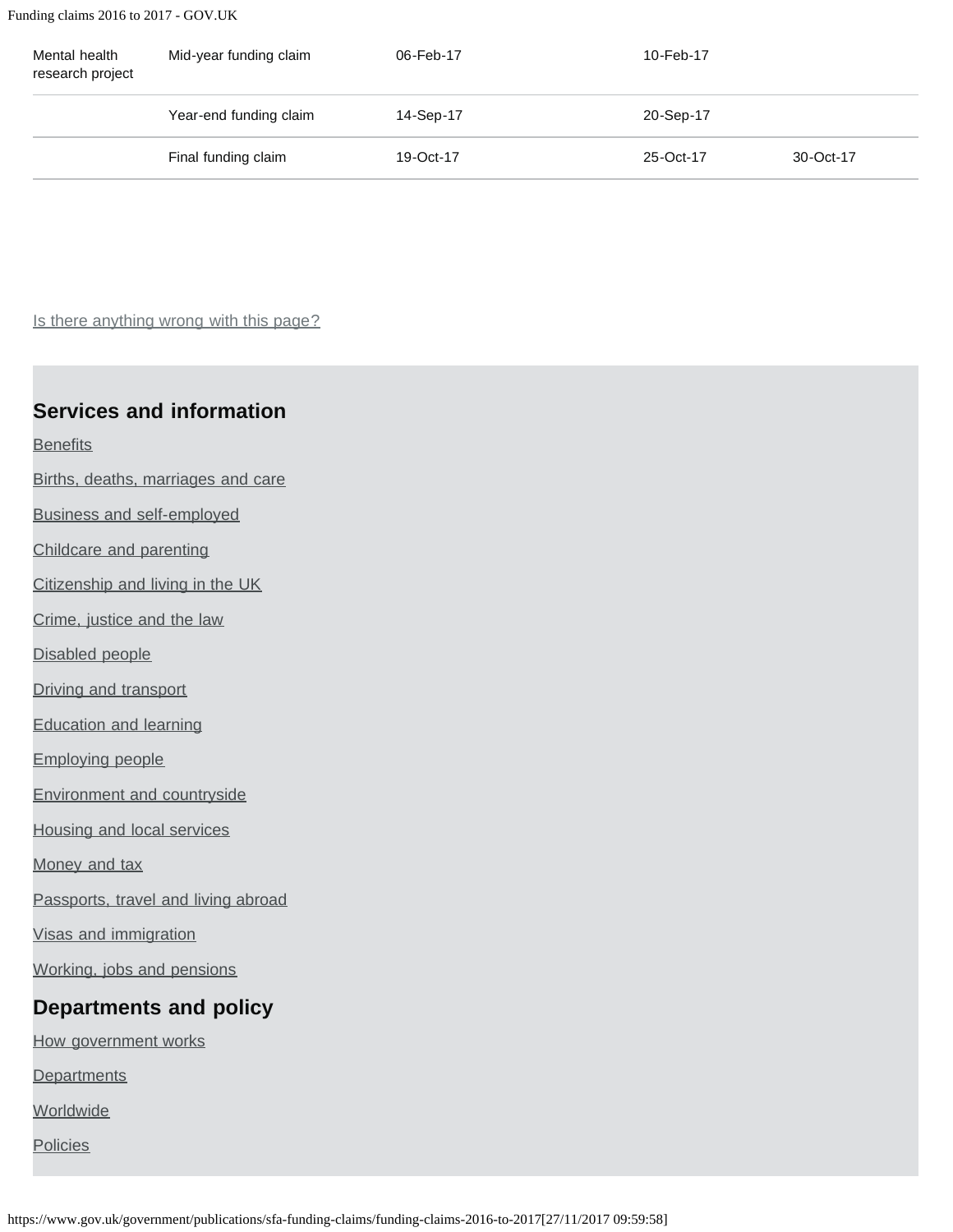| | | | | |
|---|---|---|---|---|
| Mental health research project | Mid-year funding claim | 06-Feb-17 | 10-Feb-17 | |
| | Year-end funding claim | 14-Sep-17 | 20-Sep-17 | |
| | Final funding claim | 19-Oct-17 | 25-Oct-17 | 30-Oct-17 |

Is there anything wrong with this page?

## Services and information

Benefits

Births, deaths, marriages and care

Business and self-employed

Childcare and parenting

Citizenship and living in the UK

Crime, justice and the law

Disabled people

Driving and transport

Education and learning

Employing people

Environment and countryside

Housing and local services

Money and tax

Passports, travel and living abroad

Visas and immigration

Working, jobs and pensions

## Departments and policy

How government works

Departments

Worldwide

Policies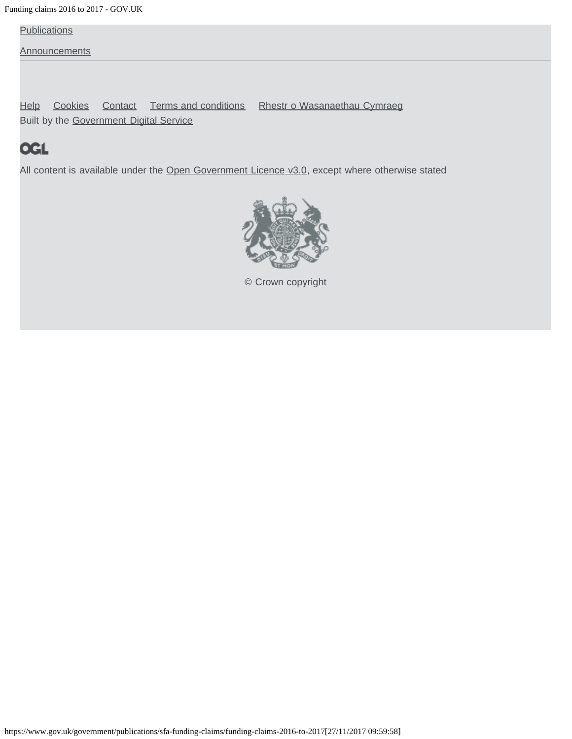Publications

Announcements

Help Cookies Contact Terms and conditions Rhestr o Wasanaethau Cymraeg

Built by the Government Digital Service

OGL

All content is available under the Open Government Licence v3.0, except where otherwise stated

© Crown copyright